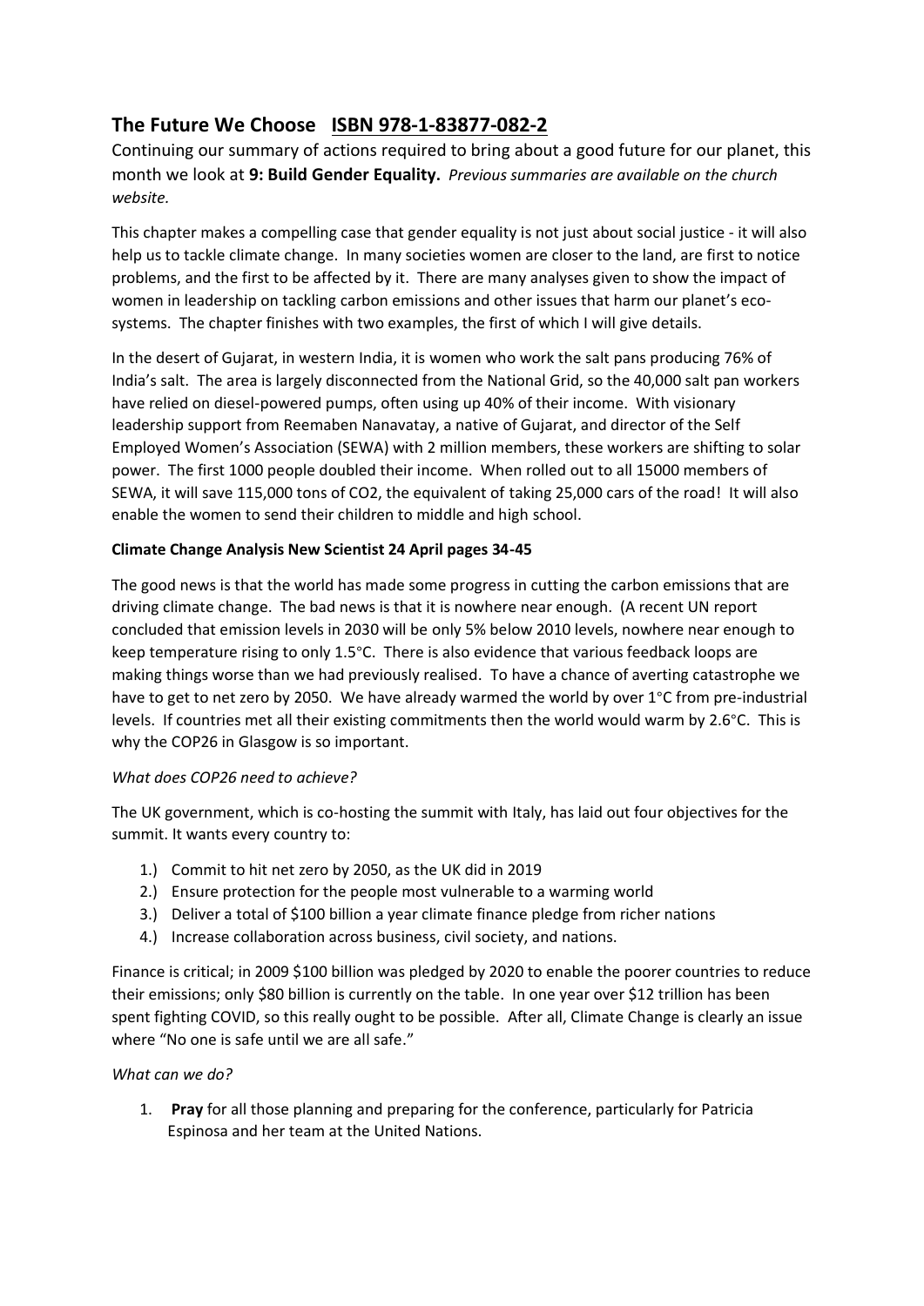## The Future We Choose ISBN 978-1-83877-082-2

Continuing our summary of actions required to bring about a good future for our planet, this month we look at **9: Build Gender Equality.** *Previous summaries are available on the church website.*

This chapter makes a compelling case that gender equality is not just about social justice - it will also help us to tackle climate change. In many societies women are closer to the land, are first to notice problems, and the first to be affected by it. There are many analyses given to show the impact of women in leadership on tackling carbon emissions and other issues that harm our planet's eco-systems. The chapter finishes with two examples, the first of which I will give details.

In the desert of Gujarat, in western India, it is women who work the salt pans producing 76% of India's salt. The area is largely disconnected from the National Grid, so the 40,000 salt pan workers have relied on diesel-powered pumps, often using up 40% of their income. With visionary leadership support from Reemaben Nanavatay, a native of Gujarat, and director of the Self Employed Women's Association (SEWA) with 2 million members, these workers are shifting to solar power. The first 1000 people doubled their income. When rolled out to all 15000 members of SEWA, it will save 115,000 tons of CO2, the equivalent of taking 25,000 cars of the road! It will also enable the women to send their children to middle and high school.

**Climate Change Analysis New Scientist 24 April pages 34-45**

The good news is that the world has made some progress in cutting the carbon emissions that are driving climate change. The bad news is that it is nowhere near enough. (A recent UN report concluded that emission levels in 2030 will be only 5% below 2010 levels, nowhere near enough to keep temperature rising to only 1.5°C. There is also evidence that various feedback loops are making things worse than we had previously realised. To have a chance of averting catastrophe we have to get to net zero by 2050. We have already warmed the world by over 1°C from pre-industrial levels. If countries met all their existing commitments then the world would warm by 2.6°C. This is why the COP26 in Glasgow is so important.

*What does COP26 need to achieve?*

The UK government, which is co-hosting the summit with Italy, has laid out four objectives for the summit. It wants every country to:

1.) Commit to hit net zero by 2050, as the UK did in 2019
2.) Ensure protection for the people most vulnerable to a warming world
3.) Deliver a total of $100 billion a year climate finance pledge from richer nations
4.) Increase collaboration across business, civil society, and nations.

Finance is critical; in 2009 $100 billion was pledged by 2020 to enable the poorer countries to reduce their emissions; only $80 billion is currently on the table. In one year over $12 trillion has been spent fighting COVID, so this really ought to be possible. After all, Climate Change is clearly an issue where "No one is safe until we are all safe."

*What can we do?*

1. **Pray** for all those planning and preparing for the conference, particularly for Patricia Espinosa and her team at the United Nations.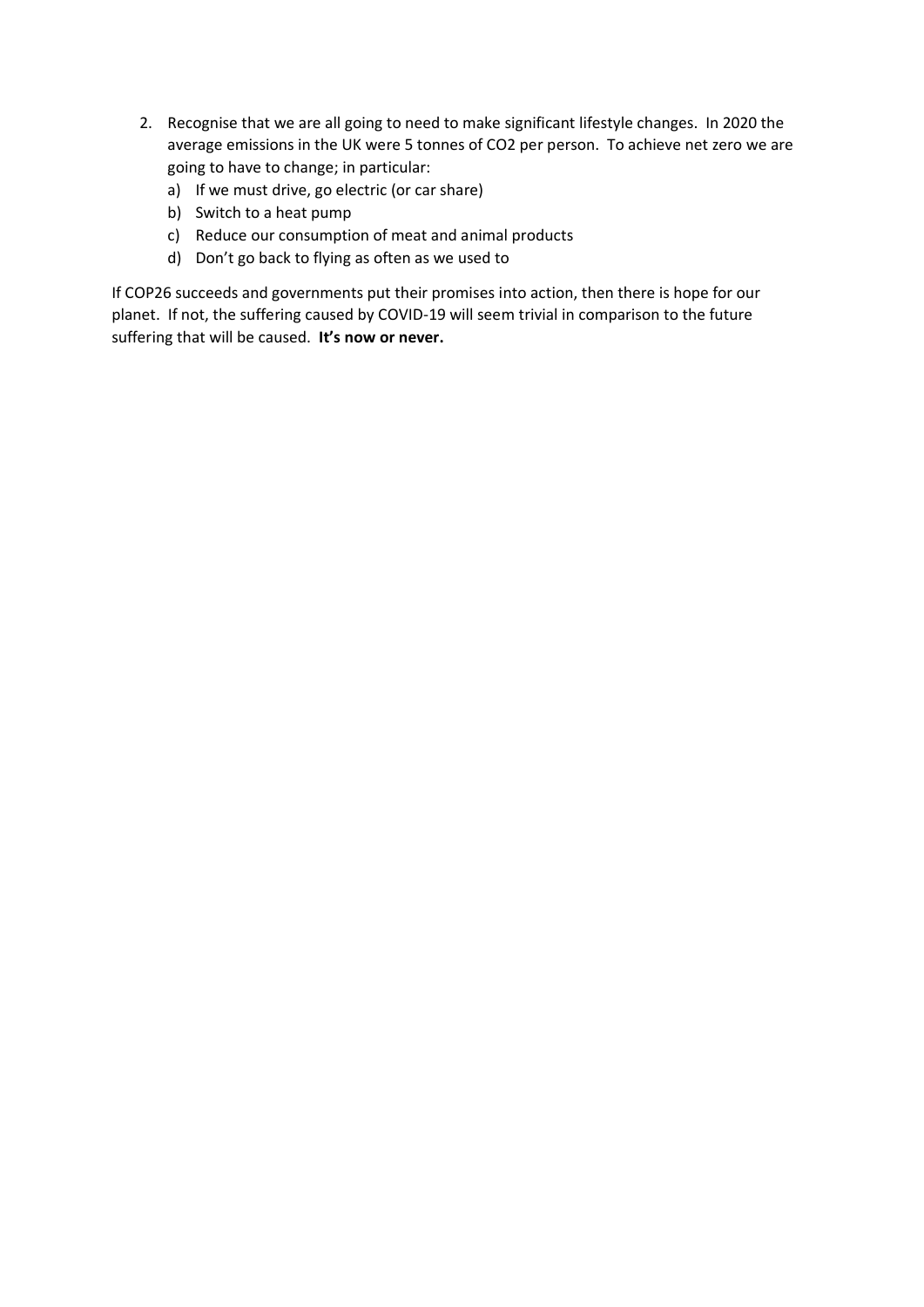2. Recognise that we are all going to need to make significant lifestyle changes. In 2020 the average emissions in the UK were 5 tonnes of $CO_2$ per person. To achieve net zero we are going to have to change; in particular:
   a) If we must drive, go electric (or car share)
   b) Switch to a heat pump
   c) Reduce our consumption of meat and animal products
   d) Don't go back to flying as often as we used to

If COP26 succeeds and governments put their promises into action, then there is hope for our planet. If not, the suffering caused by COVID-19 will seem trivial in comparison to the future suffering that will be caused. **It's now or never.**